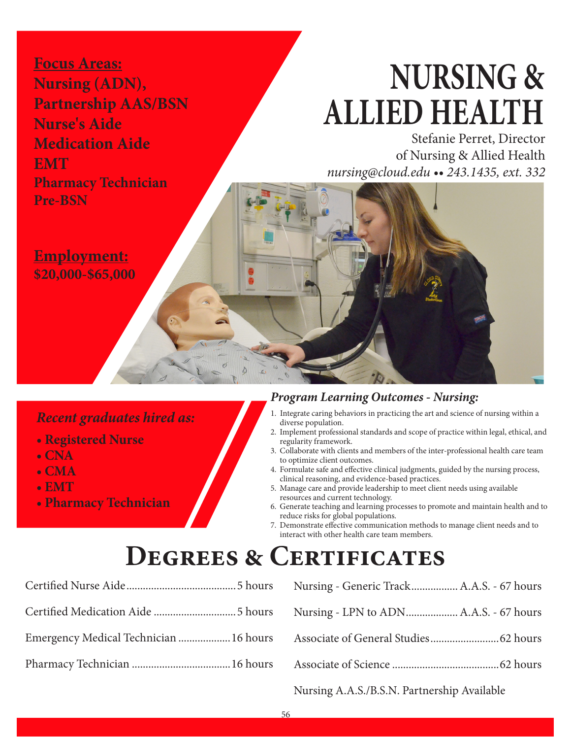# NURSING & ALLIED HEALTH

Stefanie Perret, Director of Nursing & Allied Health
*nursing@cloud.edu •• 243.1435, ext. 332*

**Focus Areas:**
**Nursing (ADN),**
**Partnership AAS/BSN**
**Nurse's Aide**
**Medication Aide**
**EMT**
**Pharmacy Technician**
**Pre-BSN**

**Employment:**
**$20,000-$65,000**

***Recent graduates hired as:***

- **Registered Nurse**
- **CNA**
- **CMA**
- **EMT**
- **Pharmacy Technician**

### *Program Learning Outcomes - Nursing:*

1. Integrate caring behaviors in practicing the art and science of nursing within a diverse population.
2. Implement professional standards and scope of practice within legal, ethical, and regulity framework.
3. Collaborate with clients and members of the inter-professional health care team to optimize client outcomes.
4. Formulate safe and effective clinical judgments, guided by the nursing process, clinical reasoning, and evidence-based practices.
5. Manage care and provide leadership to meet client needs using available resources and current technology.
6. Generate teaching and learning processes to promote and maintain health and to reduce risks for global populations.
7. Demonstrate effective communication methods to manage client needs and to interact with other health care team members.

## Degrees & Certificates

Certified Nurse Aide........................................5 hours

Certified Medication Aide ..............................5 hours

Emergency Medical Technician ...................16 hours

Pharmacy Technician ...................................16 hours

Nursing - Generic Track................. A.A.S. - 67 hours

Nursing - LPN to ADN................... A.A.S. - 67 hours

Associate of General Studies.........................62 hours

Associate of Science .......................................62 hours

Nursing A.A.S./B.S.N. Partnership Available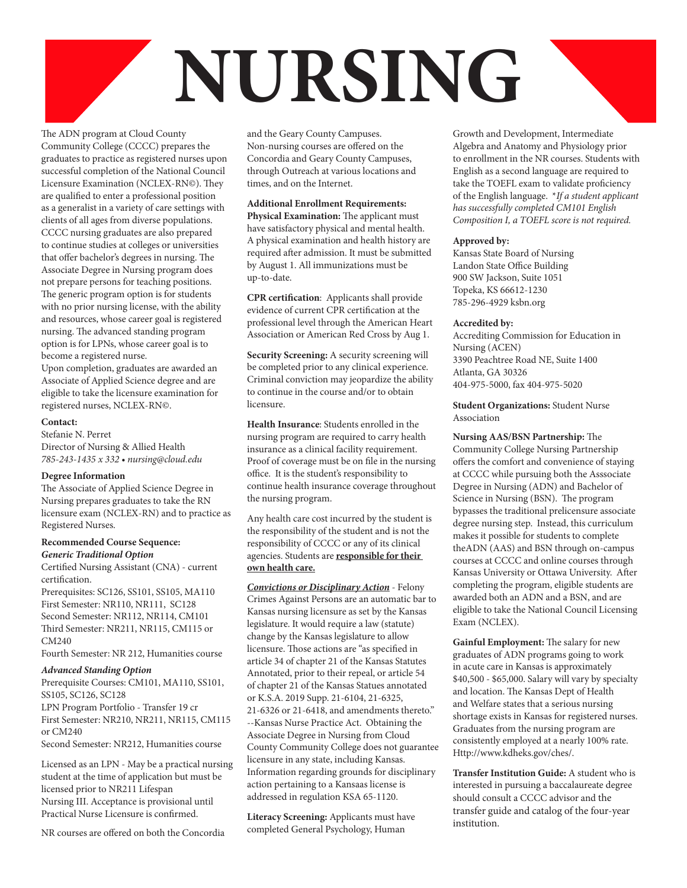# NURSING

The ADN program at Cloud County Community College (CCCC) prepares the graduates to practice as registered nurses upon successful completion of the National Council Licensure Examination (NCLEX-RN©). They are qualified to enter a professional position as a generalist in a variety of care settings with clients of all ages from diverse populations. CCCC nursing graduates are also prepared to continue studies at colleges or universities that offer bachelor's degrees in nursing. The Associate Degree in Nursing program does not prepare persons for teaching positions. The generic program option is for students with no prior nursing license, with the ability and resources, whose career goal is registered nursing. The advanced standing program option is for LPNs, whose career goal is to become a registered nurse.

Upon completion, graduates are awarded an Associate of Applied Science degree and are eligible to take the licensure examination for registered nurses, NCLEX-RN©.

**Contact:**
Stefanie N. Perret
Director of Nursing & Allied Health
*785-243-1435 x 332 • nursing@cloud.edu*

**Degree Information**
The Associate of Applied Science Degree in Nursing prepares graduates to take the RN licensure exam (NCLEX-RN) and to practice as Registered Nurses.

**Recommended Course Sequence:**
***Generic Traditional Option***
Certified Nursing Assistant (CNA) - current certification.
Prerequisites: SC126, SS101, SS105, MA110
First Semester: NR110, NR111, SC128
Second Semester: NR112, NR114, CM101
Third Semester: NR211, NR115, CM115 or CM240
Fourth Semester: NR 212, Humanities course

***Advanced Standing Option***
Prerequisite Courses: CM101, MA110, SS101, SS105, SC126, SC128
LPN Program Portfolio - Transfer 19 cr
First Semester: NR210, NR211, NR115, CM115 or CM240
Second Semester: NR212, Humanities course

Licensed as an LPN - May be a practical nursing student at the time of application but must be licensed prior to NR211 Lifespan Nursing III. Acceptance is provisional until Practical Nurse Licensure is confirmed.

NR courses are offered on both the Concordia and the Geary County Campuses. Non-nursing courses are offered on the Concordia and Geary County Campuses, through Outreach at various locations and times, and on the Internet.

**Additional Enrollment Requirements:**
**Physical Examination:** The applicant must have satisfactory physical and mental health. A physical examination and health history are required after admission. It must be submitted by August 1. All immunizations must be up-to-date.

**CPR certification**: Applicants shall provide evidence of current CPR certification at the professional level through the American Heart Association or American Red Cross by Aug 1.

**Security Screening:** A security screening will be completed prior to any clinical experience. Criminal conviction may jeopardize the ability to continue in the course and/or to obtain licensure.

**Health Insurance**: Students enrolled in the nursing program are required to carry health insurance as a clinical facility requirement. Proof of coverage must be on file in the nursing office. It is the student's responsibility to continue health insurance coverage throughout the nursing program.

Any health care cost incurred by the student is the responsibility of the student and is not the responsibility of CCCC or any of its clinical agencies. Students are **<u>responsible for their own health care.</u>**

***<u>Convictions or Disciplinary Action</u>*** - Felony Crimes Against Persons are an automatic bar to Kansas nursing licensure as set by the Kansas legislature. It would require a law (statute) change by the Kansas legislature to allow licensure. Those actions are "as specified in article 34 of chapter 21 of the Kansas Statutes Annotated, prior to their repeal, or article 54 of chapter 21 of the Kansas Statues annotated or K.S.A. 2019 Supp. 21-6104, 21-6325, 21-6326 or 21-6418, and amendments thereto." --Kansas Nurse Practice Act. Obtaining the Associate Degree in Nursing from Cloud County Community College does not guarantee licensure in any state, including Kansas. Information regarding grounds for disciplinary action pertaining to a Kansaas license is addressed in regulation KSA 65-1120.

**Literacy Screening:** Applicants must have completed General Psychology, Human Growth and Development, Intermediate Algebra and Anatomy and Physiology prior to enrollment in the NR courses. Students with English as a second language are required to take the TOEFL exam to validate proficiency of the English language. *\*If a student applicant has successfully completed CM101 English Composition I, a TOEFL score is not required.*

**Approved by:**
Kansas State Board of Nursing
Landon State Office Building
900 SW Jackson, Suite 1051
Topeka, KS 66612-1230
785-296-4929 ksbn.org

**Accredited by:**
Accrediting Commission for Education in Nursing (ACEN)
3390 Peachtree Road NE, Suite 1400
Atlanta, GA 30326
404-975-5000, fax 404-975-5020

**Student Organizations:** Student Nurse Association

**Nursing AAS/BSN Partnership:** The Community College Nursing Partnership offers the comfort and convenience of staying at CCCC while pursuing both the Asssociate Degree in Nursing (ADN) and Bachelor of Science in Nursing (BSN). The program bypasses the traditional prelicensure associate degree nursing step. Instead, this curriculum makes it possible for students to complete theADN (AAS) and BSN through on-campus courses at CCCC and online courses through Kansas University or Ottawa University. After completing the program, eligible students are awarded both an ADN and a BSN, and are eligible to take the National Council Licensing Exam (NCLEX).

**Gainful Employment:** The salary for new graduates of ADN programs going to work in acute care in Kansas is approximately $40,500 - $65,000. Salary will vary by specialty and location. The Kansas Dept of Health and Welfare states that a serious nursing shortage exists in Kansas for registered nurses. Graduates from the nursing program are consistently employed at a nearly 100% rate. Http://www.kdheks.gov/ches/.

**Transfer Institution Guide:** A student who is interested in pursuing a baccalaureate degree should consult a CCCC advisor and the transfer guide and catalog of the four-year institution.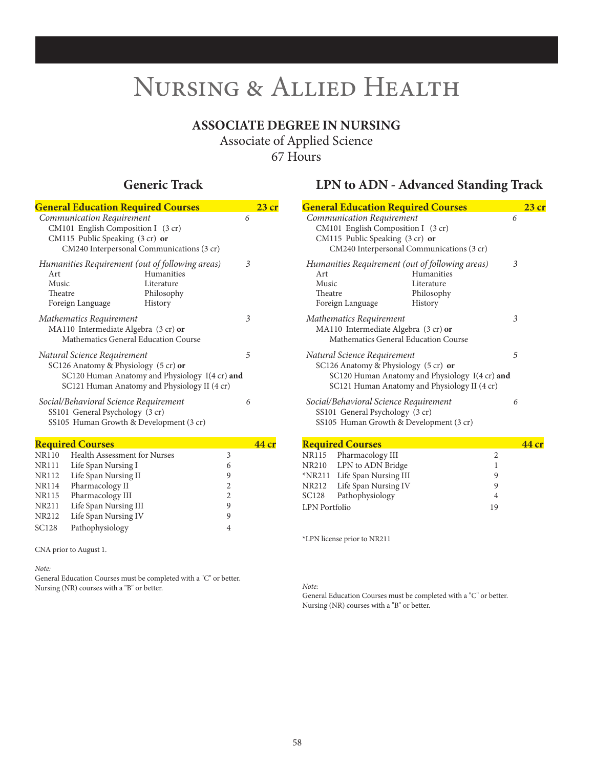# Nursing & Allied Health

## ASSOCIATE DEGREE IN NURSING

Associate of Applied Science

67 Hours

### Generic Track

**General Education Required Courses** — **23 cr**

*Communication Requirement* — 6
- CM101 English Composition I (3 cr)
- CM115 Public Speaking (3 cr) **or**
  CM240 Interpersonal Communications (3 cr)

*Humanities Requirement (out of following areas)* — 3

| | |
|---|---|
| Art | Humanities |
| Music | Literature |
| Theatre | Philosophy |
| Foreign Language | History |

*Mathematics Requirement* — 3
- MA110 Intermediate Algebra (3 cr) **or**
  Mathematics General Education Course

*Natural Science Requirement* — 5
- SC126 Anatomy & Physiology (5 cr) **or**
  SC120 Human Anatomy and Physiology I (4 cr) **and**
  SC121 Human Anatomy and Physiology II (4 cr)

*Social/Behavioral Science Requirement* — 6
- SS101 General Psychology (3 cr)
- SS105 Human Growth & Development (3 cr)

**Required Courses** — **44 cr**

| Course | Title | Credits |
|---|---|---|
| NR110 | Health Assessment for Nurses | 3 |
| NR111 | Life Span Nursing I | 6 |
| NR112 | Life Span Nursing II | 9 |
| NR114 | Pharmacology II | 2 |
| NR115 | Pharmacology III | 2 |
| NR211 | Life Span Nursing III | 9 |
| NR212 | Life Span Nursing IV | 9 |
| SC128 | Pathophysiology | 4 |

CNA prior to August 1.

*Note:*
General Education Courses must be completed with a "C" or better.
Nursing (NR) courses with a "B" or better.

### LPN to ADN - Advanced Standing Track

**General Education Required Courses** — **23 cr**

*Communication Requirement* — 6
- CM101 English Composition I (3 cr)
- CM115 Public Speaking (3 cr) **or**
  CM240 Interpersonal Communications (3 cr)

*Humanities Requirement (out of following areas)* — 3

| | |
|---|---|
| Art | Humanities |
| Music | Literature |
| Theatre | Philosophy |
| Foreign Language | History |

*Mathematics Requirement* — 3
- MA110 Intermediate Algebra (3 cr) **or**
  Mathematics General Education Course

*Natural Science Requirement* — 5
- SC126 Anatomy & Physiology (5 cr) **or**
  SC120 Human Anatomy and Physiology I (4 cr) **and**
  SC121 Human Anatomy and Physiology II (4 cr)

*Social/Behavioral Science Requirement* — 6
- SS101 General Psychology (3 cr)
- SS105 Human Growth & Development (3 cr)

**Required Courses** — **44 cr**

| Course | Title | Credits |
|---|---|---|
| NR115 | Pharmacology III | 2 |
| NR210 | LPN to ADN Bridge | 1 |
| *NR211 | Life Span Nursing III | 9 |
| NR212 | Life Span Nursing IV | 9 |
| SC128 | Pathophysiology | 4 |
| LPN Portfolio | | 19 |

*LPN license prior to NR211

*Note:*
General Education Courses must be completed with a "C" or better.
Nursing (NR) courses with a "B" or better.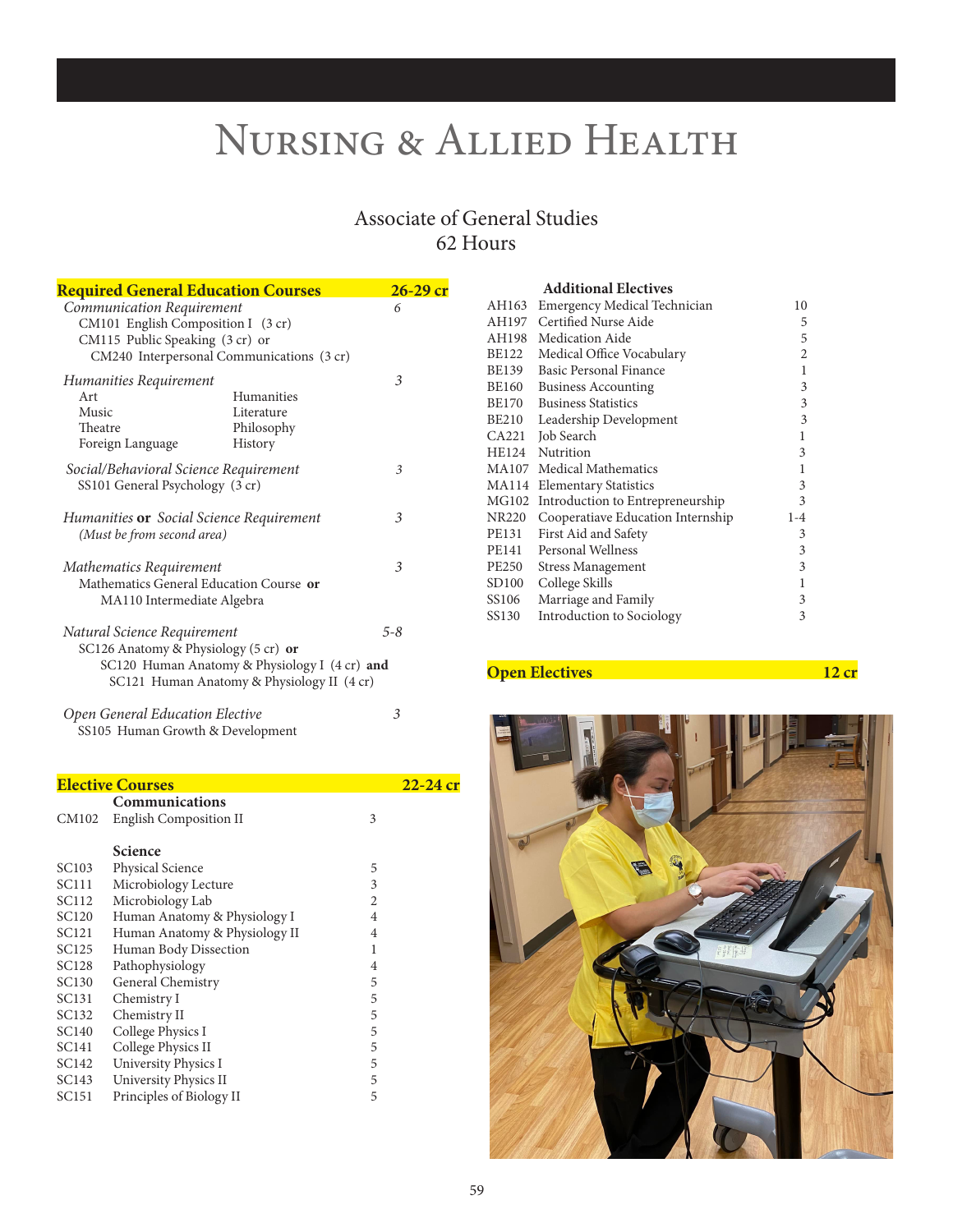# Nursing & Allied Health

## Associate of General Studies
## 62 Hours

### Required General Education Courses — 26-29 cr

*Communication Requirement* — 6
- CM101 English Composition I (3 cr)
- CM115 Public Speaking (3 cr) or
  - CM240 Interpersonal Communications (3 cr)

*Humanities Requirement* — 3

| | |
|---|---|
| Art | Humanities |
| Music | Literature |
| Theatre | Philosophy |
| Foreign Language | History |

*Social/Behavioral Science Requirement* — 3
- SS101 General Psychology (3 cr)

*Humanities* **or** *Social Science Requirement* — 3
- *(Must be from second area)*

*Mathematics Requirement* — 3
- Mathematics General Education Course **or**
  - MA110 Intermediate Algebra

*Natural Science Requirement* — 5-8
- SC126 Anatomy & Physiology (5 cr) **or**
  - SC120 Human Anatomy & Physiology I (4 cr) **and**
  - SC121 Human Anatomy & Physiology II (4 cr)

*Open General Education Elective* — 3
- SS105 Human Growth & Development

### Elective Courses — 22-24 cr

| | **Communications** | |
|---|---|---|
| CM102 | English Composition II | 3 |
| | **Science** | |
| SC103 | Physical Science | 5 |
| SC111 | Microbiology Lecture | 3 |
| SC112 | Microbiology Lab | 2 |
| SC120 | Human Anatomy & Physiology I | 4 |
| SC121 | Human Anatomy & Physiology II | 4 |
| SC125 | Human Body Dissection | 1 |
| SC128 | Pathophysiology | 4 |
| SC130 | General Chemistry | 5 |
| SC131 | Chemistry I | 5 |
| SC132 | Chemistry II | 5 |
| SC140 | College Physics I | 5 |
| SC141 | College Physics II | 5 |
| SC142 | University Physics I | 5 |
| SC143 | University Physics II | 5 |
| SC151 | Principles of Biology II | 5 |

| | **Additional Electives** | |
|---|---|---|
| AH163 | Emergency Medical Technician | 10 |
| AH197 | Certified Nurse Aide | 5 |
| AH198 | Medication Aide | 5 |
| BE122 | Medical Office Vocabulary | 2 |
| BE139 | Basic Personal Finance | 1 |
| BE160 | Business Accounting | 3 |
| BE170 | Business Statistics | 3 |
| BE210 | Leadership Development | 3 |
| CA221 | Job Search | 1 |
| HE124 | Nutrition | 3 |
| MA107 | Medical Mathematics | 1 |
| MA114 | Elementary Statistics | 3 |
| MG102 | Introduction to Entrepreneurship | 3 |
| NR220 | Cooperatiave Education Internship | 1-4 |
| PE131 | First Aid and Safety | 3 |
| PE141 | Personal Wellness | 3 |
| PE250 | Stress Management | 3 |
| SD100 | College Skills | 1 |
| SS106 | Marriage and Family | 3 |
| SS130 | Introduction to Sociology | 3 |

### Open Electives — 12 cr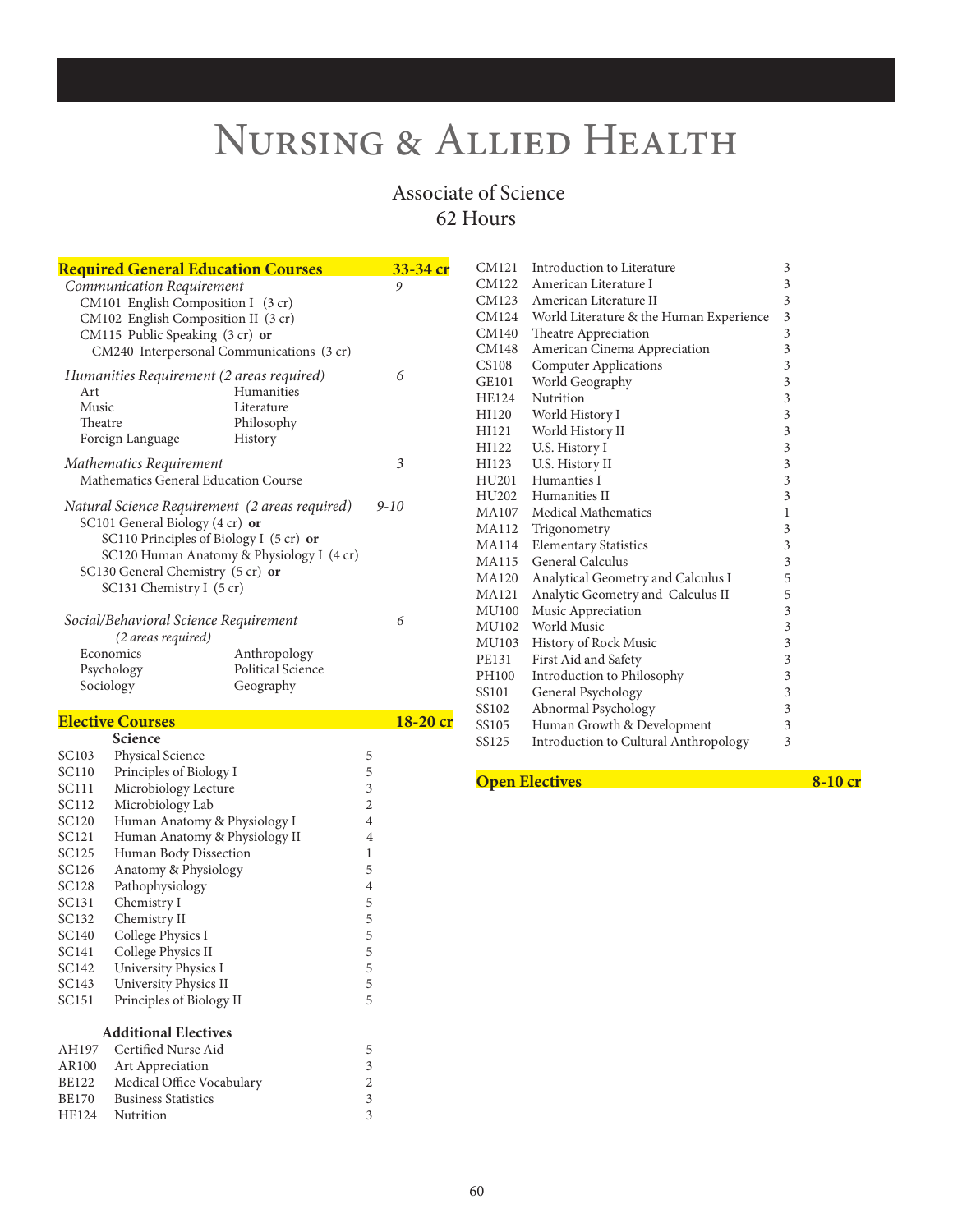# Nursing & Allied Health

## Associate of Science
## 62 Hours

### Required General Education Courses — 33-34 cr

*Communication Requirement* — 9

- CM101 English Composition I (3 cr)
- CM102 English Composition II (3 cr)
- CM115 Public Speaking (3 cr) **or**
  - CM240 Interpersonal Communications (3 cr)

*Humanities Requirement (2 areas required)* — 6

| | |
|---|---|
| Art | Humanities |
| Music | Literature |
| Theatre | Philosophy |
| Foreign Language | History |

*Mathematics Requirement* — 3

Mathematics General Education Course

*Natural Science Requirement (2 areas required)* — 9-10

- SC101 General Biology (4 cr) **or**
  - SC110 Principles of Biology I (5 cr) **or**
  - SC120 Human Anatomy & Physiology I (4 cr)
- SC130 General Chemistry (5 cr) **or**
  - SC131 Chemistry I (5 cr)

*Social/Behavioral Science Requirement* — 6
*(2 areas required)*

| | |
|---|---|
| Economics | Anthropology |
| Psychology | Political Science |
| Sociology | Geography |

### Elective Courses — 18-20 cr

**Science**

| Course | Title | Credits |
|---|---|---|
| SC103 | Physical Science | 5 |
| SC110 | Principles of Biology I | 5 |
| SC111 | Microbiology Lecture | 3 |
| SC112 | Microbiology Lab | 2 |
| SC120 | Human Anatomy & Physiology I | 4 |
| SC121 | Human Anatomy & Physiology II | 4 |
| SC125 | Human Body Dissection | 1 |
| SC126 | Anatomy & Physiology | 5 |
| SC128 | Pathophysiology | 4 |
| SC131 | Chemistry I | 5 |
| SC132 | Chemistry II | 5 |
| SC140 | College Physics I | 5 |
| SC141 | College Physics II | 5 |
| SC142 | University Physics I | 5 |
| SC143 | University Physics II | 5 |
| SC151 | Principles of Biology II | 5 |

**Additional Electives**

| Course | Title | Credits |
|---|---|---|
| AH197 | Certified Nurse Aid | 5 |
| AR100 | Art Appreciation | 3 |
| BE122 | Medical Office Vocabulary | 2 |
| BE170 | Business Statistics | 3 |
| HE124 | Nutrition | 3 |
| CM121 | Introduction to Literature | 3 |
| CM122 | American Literature I | 3 |
| CM123 | American Literature II | 3 |
| CM124 | World Literature & the Human Experience | 3 |
| CM140 | Theatre Appreciation | 3 |
| CM148 | American Cinema Appreciation | 3 |
| CS108 | Computer Applications | 3 |
| GE101 | World Geography | 3 |
| HE124 | Nutrition | 3 |
| HI120 | World History I | 3 |
| HI121 | World History II | 3 |
| HI122 | U.S. History I | 3 |
| HI123 | U.S. History II | 3 |
| HU201 | Humanties I | 3 |
| HU202 | Humanities II | 3 |
| MA107 | Medical Mathematics | 1 |
| MA112 | Trigonometry | 3 |
| MA114 | Elementary Statistics | 3 |
| MA115 | General Calculus | 3 |
| MA120 | Analytical Geometry and Calculus I | 5 |
| MA121 | Analytic Geometry and Calculus II | 5 |
| MU100 | Music Appreciation | 3 |
| MU102 | World Music | 3 |
| MU103 | History of Rock Music | 3 |
| PE131 | First Aid and Safety | 3 |
| PH100 | Introduction to Philosophy | 3 |
| SS101 | General Psychology | 3 |
| SS102 | Abnormal Psychology | 3 |
| SS105 | Human Growth & Development | 3 |
| SS125 | Introduction to Cultural Anthropology | 3 |

### Open Electives — 8-10 cr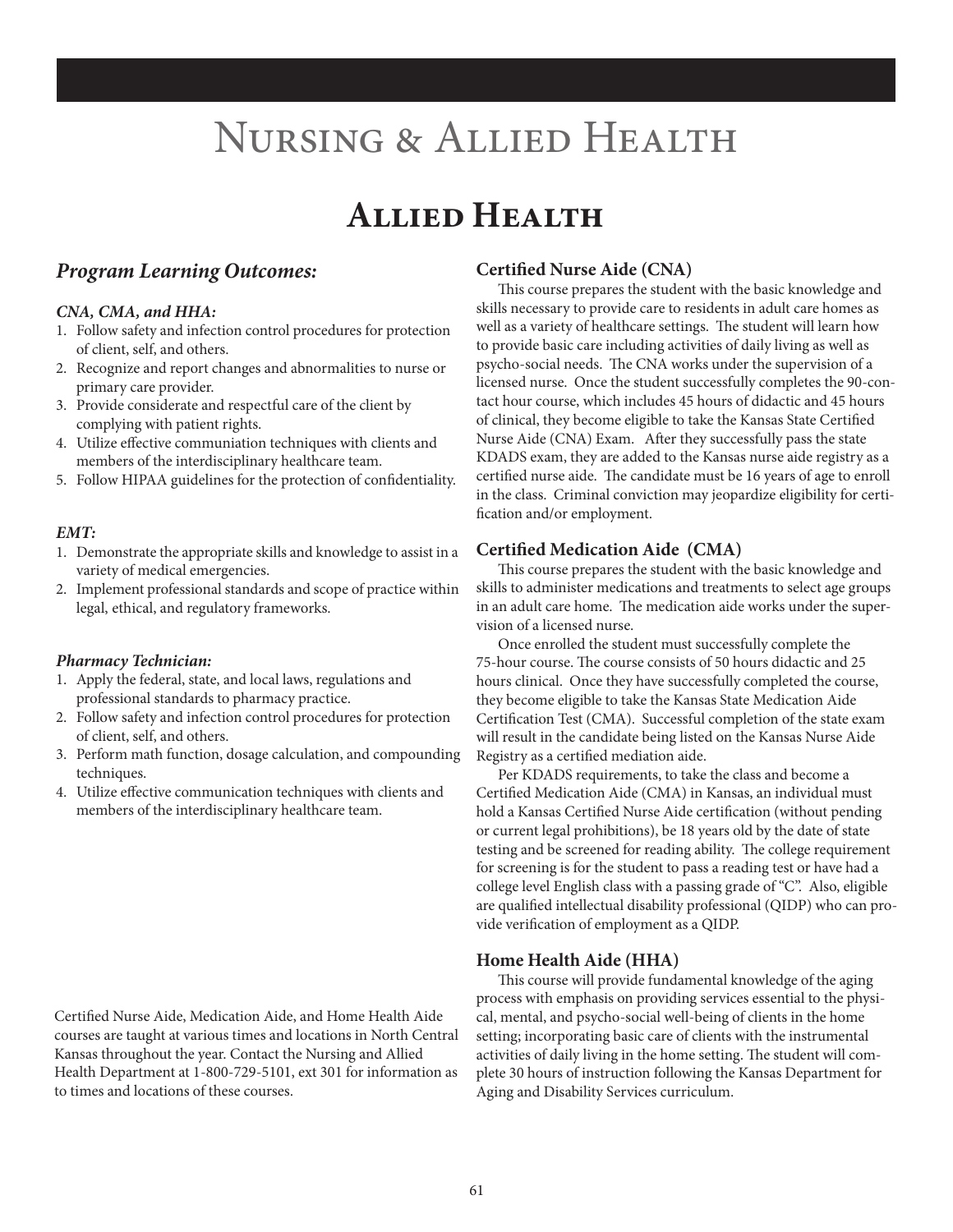# Nursing & Allied Health

## Allied Health

### *Program Learning Outcomes:*

#### *CNA, CMA, and HHA:*

1. Follow safety and infection control procedures for protection of client, self, and others.
2. Recognize and report changes and abnormalities to nurse or primary care provider.
3. Provide considerate and respectful care of the client by complying with patient rights.
4. Utilize effective communiation techniques with clients and members of the interdisciplinary healthcare team.
5. Follow HIPAA guidelines for the protection of confidentiality.

#### *EMT:*

1. Demonstrate the appropriate skills and knowledge to assist in a variety of medical emergencies.
2. Implement professional standards and scope of practice within legal, ethical, and regulatory frameworks.

#### *Pharmacy Technician:*

1. Apply the federal, state, and local laws, regulations and professional standards to pharmacy practice.
2. Follow safety and infection control procedures for protection of client, self, and others.
3. Perform math function, dosage calculation, and compounding techniques.
4. Utilize effective communication techniques with clients and members of the interdisciplinary healthcare team.

Certified Nurse Aide, Medication Aide, and Home Health Aide courses are taught at various times and locations in North Central Kansas throughout the year. Contact the Nursing and Allied Health Department at 1-800-729-5101, ext 301 for information as to times and locations of these courses.

### Certified Nurse Aide (CNA)

This course prepares the student with the basic knowledge and skills necessary to provide care to residents in adult care homes as well as a variety of healthcare settings. The student will learn how to provide basic care including activities of daily living as well as psycho-social needs. The CNA works under the supervision of a licensed nurse. Once the student successfully completes the 90-contact hour course, which includes 45 hours of didactic and 45 hours of clinical, they become eligible to take the Kansas State Certified Nurse Aide (CNA) Exam. After they successfully pass the state KDADS exam, they are added to the Kansas nurse aide registry as a certified nurse aide. The candidate must be 16 years of age to enroll in the class. Criminal conviction may jeopardize eligibility for certification and/or employment.

### Certified Medication Aide (CMA)

This course prepares the student with the basic knowledge and skills to administer medications and treatments to select age groups in an adult care home. The medication aide works under the supervision of a licensed nurse.

Once enrolled the student must successfully complete the 75-hour course. The course consists of 50 hours didactic and 25 hours clinical. Once they have successfully completed the course, they become eligible to take the Kansas State Medication Aide Certification Test (CMA). Successful completion of the state exam will result in the candidate being listed on the Kansas Nurse Aide Registry as a certified mediation aide.

Per KDADS requirements, to take the class and become a Certified Medication Aide (CMA) in Kansas, an individual must hold a Kansas Certified Nurse Aide certification (without pending or current legal prohibitions), be 18 years old by the date of state testing and be screened for reading ability. The college requirement for screening is for the student to pass a reading test or have had a college level English class with a passing grade of "C". Also, eligible are qualified intellectual disability professional (QIDP) who can provide verification of employment as a QIDP.

### Home Health Aide (HHA)

This course will provide fundamental knowledge of the aging process with emphasis on providing services essential to the physical, mental, and psycho-social well-being of clients in the home setting; incorporating basic care of clients with the instrumental activities of daily living in the home setting. The student will complete 30 hours of instruction following the Kansas Department for Aging and Disability Services curriculum.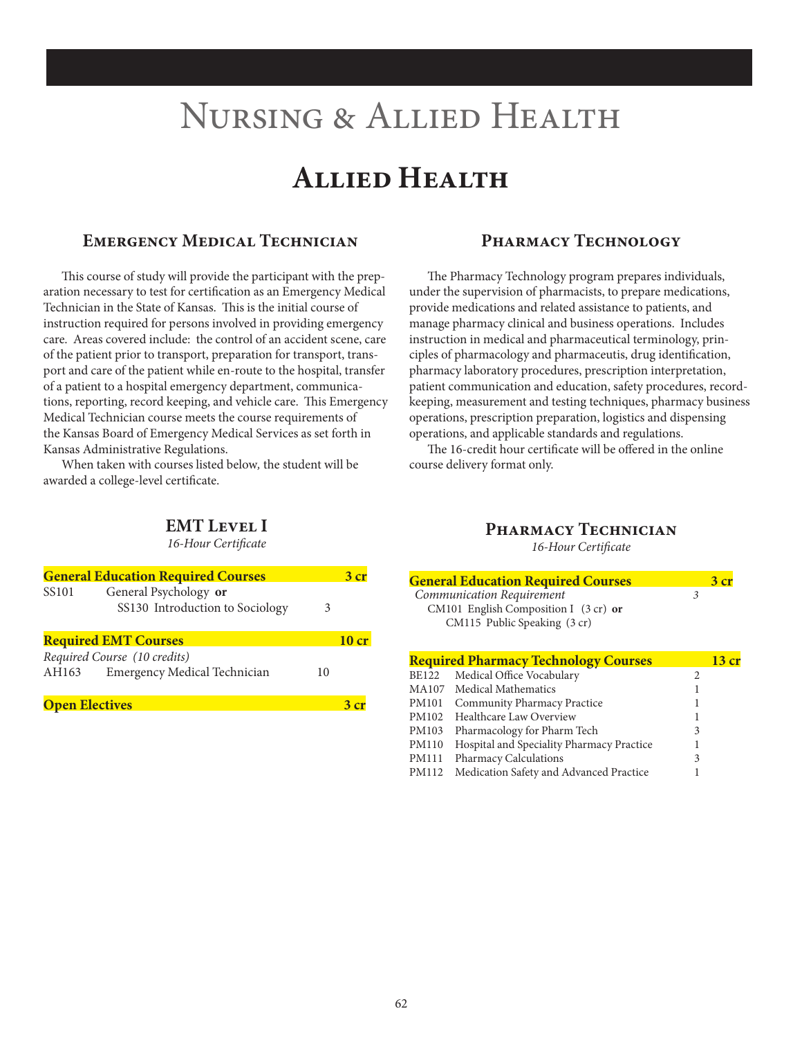# Nursing & Allied Health

## Allied Health

### Emergency Medical Technician

This course of study will provide the participant with the preparation necessary to test for certification as an Emergency Medical Technician in the State of Kansas. This is the initial course of instruction required for persons involved in providing emergency care. Areas covered include: the control of an accident scene, care of the patient prior to transport, preparation for transport, transport and care of the patient while en-route to the hospital, transfer of a patient to a hospital emergency department, communications, reporting, record keeping, and vehicle care. This Emergency Medical Technician course meets the course requirements of the Kansas Board of Emergency Medical Services as set forth in Kansas Administrative Regulations.

When taken with courses listed below, the student will be awarded a college-level certificate.

#### EMT Level I

*16-Hour Certificate*

| | | | |
|---|---|---|---|
| **General Education Required Courses** | | | **3 cr** |
| SS101 | General Psychology **or** SS130 Introduction to Sociology | 3 | |
| **Required EMT Courses** | | | **10 cr** |
| *Required Course (10 credits)* | | | |
| AH163 | Emergency Medical Technician | 10 | |
| **Open Electives** | | | **3 cr** |

### Pharmacy Technology

The Pharmacy Technology program prepares individuals, under the supervision of pharmacists, to prepare medications, provide medications and related assistance to patients, and manage pharmacy clinical and business operations. Includes instruction in medical and pharmaceutical terminology, principles of pharmacology and pharmaceutis, drug identification, pharmacy laboratory procedures, prescription interpretation, patient communication and education, safety procedures, recordkeeping, measurement and testing techniques, pharmacy business operations, prescription preparation, logistics and dispensing operations, and applicable standards and regulations.

The 16-credit hour certificate will be offered in the online course delivery format only.

#### Pharmacy Technician

*16-Hour Certificate*

| | | | |
|---|---|---|---|
| **General Education Required Courses** | | | **3 cr** |
| *Communication Requirement* | | *3* | |
| CM101 English Composition I (3 cr) **or** CM115 Public Speaking (3 cr) | | | |
| **Required Pharmacy Technology Courses** | | | **13 cr** |
| BE122 | Medical Office Vocabulary | 2 | |
| MA107 | Medical Mathematics | 1 | |
| PM101 | Community Pharmacy Practice | 1 | |
| PM102 | Healthcare Law Overview | 1 | |
| PM103 | Pharmacology for Pharm Tech | 3 | |
| PM110 | Hospital and Speciality Pharmacy Practice | 1 | |
| PM111 | Pharmacy Calculations | 3 | |
| PM112 | Medication Safety and Advanced Practice | 1 | |